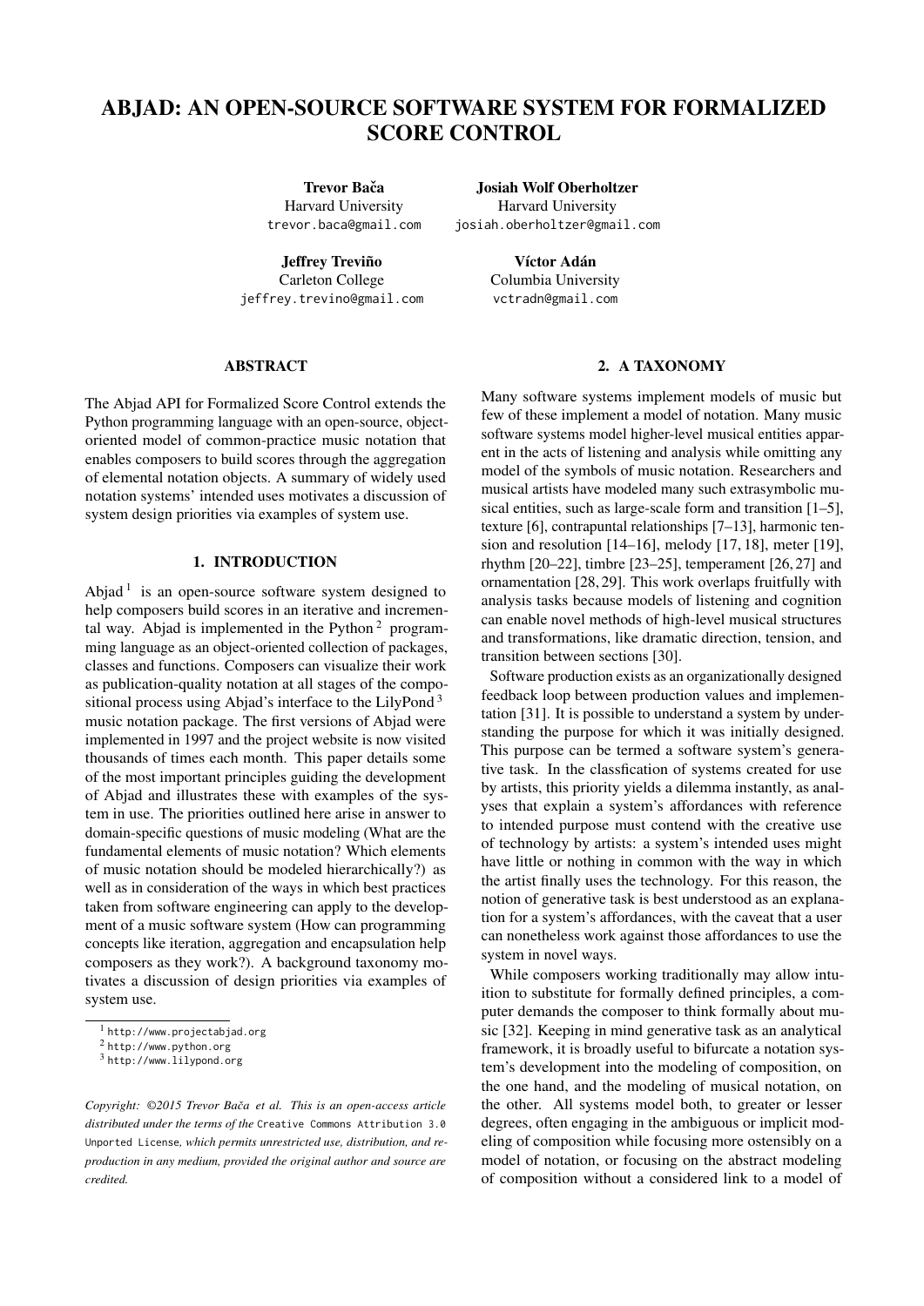# ABJAD: AN OPEN-SOURCE SOFTWARE SYSTEM FOR FORMALIZED SCORE CONTROL

**Trevor Bača**
Harvard University
trevor.baca@gmail.com

**Josiah Wolf Oberholtzer**
Harvard University
josiah.oberholtzer@gmail.com

**Jeffrey Treviño**
Carleton College
jeffrey.trevino@gmail.com

**Víctor Adán**
Columbia University
vctradn@gmail.com

## ABSTRACT

The Abjad API for Formalized Score Control extends the Python programming language with an open-source, object-oriented model of common-practice music notation that enables composers to build scores through the aggregation of elemental notation objects. A summary of widely used notation systems' intended uses motivates a discussion of system design priorities via examples of system use.

## 1. INTRODUCTION

Abjad [1] is an open-source software system designed to help composers build scores in an iterative and incremental way. Abjad is implemented in the Python [2] programming language as an object-oriented collection of packages, classes and functions. Composers can visualize their work as publication-quality notation at all stages of the compositional process using Abjad's interface to the LilyPond [3] music notation package. The first versions of Abjad were implemented in 1997 and the project website is now visited thousands of times each month. This paper details some of the most important principles guiding the development of Abjad and illustrates these with examples of the system in use. The priorities outlined here arise in answer to domain-specific questions of music modeling (What are the fundamental elements of music notation? Which elements of music notation should be modeled hierarchically?) as well as in consideration of the ways in which best practices taken from software engineering can apply to the development of a music software system (How can programming concepts like iteration, aggregation and encapsulation help composers as they work?). A background taxonomy motivates a discussion of design priorities via examples of system use.

[1] http://www.projectabjad.org
[2] http://www.python.org
[3] http://www.lilypond.org

*Copyright: ©2015 Trevor Bača et al. This is an open-access article distributed under the terms of the* Creative Commons Attribution 3.0 Unported License*, which permits unrestricted use, distribution, and reproduction in any medium, provided the original author and source are credited.*

## 2. A TAXONOMY

Many software systems implement models of music but few of these implement a model of notation. Many music software systems model higher-level musical entities apparent in the acts of listening and analysis while omitting any model of the symbols of music notation. Researchers and musical artists have modeled many such extrasymbolic musical entities, such as large-scale form and transition [1–5], texture [6], contrapuntal relationships [7–13], harmonic tension and resolution [14–16], melody [17, 18], meter [19], rhythm [20–22], timbre [23–25], temperament [26, 27] and ornamentation [28, 29]. This work overlaps fruitfully with analysis tasks because models of listening and cognition can enable novel methods of high-level musical structures and transformations, like dramatic direction, tension, and transition between sections [30].

Software production exists as an organizationally designed feedback loop between production values and implementation [31]. It is possible to understand a system by understanding the purpose for which it was initially designed. This purpose can be termed a software system's generative task. In the classfication of systems created for use by artists, this priority yields a dilemma instantly, as analyses that explain a system's affordances with reference to intended purpose must contend with the creative use of technology by artists: a system's intended uses might have little or nothing in common with the way in which the artist finally uses the technology. For this reason, the notion of generative task is best understood as an explanation for a system's affordances, with the caveat that a user can nonetheless work against those affordances to use the system in novel ways.

While composers working traditionally may allow intuition to substitute for formally defined principles, a computer demands the composer to think formally about music [32]. Keeping in mind generative task as an analytical framework, it is broadly useful to bifurcate a notation system's development into the modeling of composition, on the one hand, and the modeling of musical notation, on the other. All systems model both, to greater or lesser degrees, often engaging in the ambiguous or implicit modeling of composition while focusing more ostensibly on a model of notation, or focusing on the abstract modeling of composition without a considered link to a model of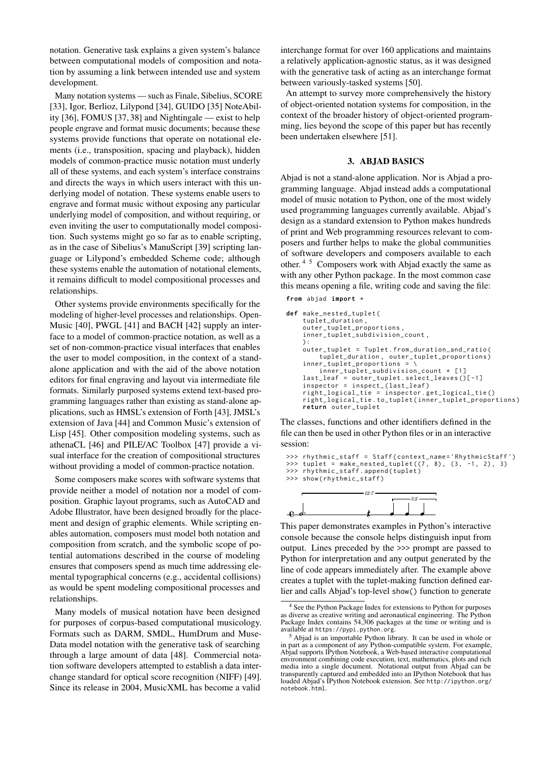notation. Generative task explains a given system's balance between computational models of composition and notation by assuming a link between intended use and system development.

Many notation systems — such as Finale, Sibelius, SCORE [33], Igor, Berlioz, Lilypond [34], GUIDO [35] NoteAbility [36], FOMUS [37, 38] and Nightingale — exist to help people engrave and format music documents; because these systems provide functions that operate on notational elements (i.e., transposition, spacing and playback), hidden models of common-practice music notation must underly all of these systems, and each system's interface constrains and directs the ways in which users interact with this underlying model of notation. These systems enable users to engrave and format music without exposing any particular underlying model of composition, and without requiring, or even inviting the user to computationally model composition. Such systems might go so far as to enable scripting, as in the case of Sibelius's ManuScript [39] scripting language or Lilypond's embedded Scheme code; although these systems enable the automation of notational elements, it remains difficult to model compositional processes and relationships.

Other systems provide environments specifically for the modeling of higher-level processes and relationships. OpenMusic [40], PWGL [41] and BACH [42] supply an interface to a model of common-practice notation, as well as a set of non-common-practice visual interfaces that enables the user to model composition, in the context of a stand-alone application and with the aid of the above notation editors for final engraving and layout via intermediate file formats. Similarly purposed systems extend text-based programming languages rather than existing as stand-alone applications, such as HMSL's extension of Forth [43], JMSL's extension of Java [44] and Common Music's extension of Lisp [45]. Other composition modeling systems, such as athenaCL [46] and PILE/AC Toolbox [47] provide a visual interface for the creation of compositional structures without providing a model of common-practice notation.

Some composers make scores with software systems that provide neither a model of notation nor a model of composition. Graphic layout programs, such as AutoCAD and Adobe Illustrator, have been designed broadly for the placement and design of graphic elements. While scripting enables automation, composers must model both notation and composition from scratch, and the symbolic scope of potential automations described in the course of modeling ensures that composers spend as much time addressing elemental typographical concerns (e.g., accidental collisions) as would be spent modeling compositional processes and relationships.

Many models of musical notation have been designed for purposes of corpus-based computational musicology. Formats such as DARM, SMDL, HumDrum and MuseData model notation with the generative task of searching through a large amount of data [48]. Commercial notation software developers attempted to establish a data interchange standard for optical score recognition (NIFF) [49]. Since its release in 2004, MusicXML has become a valid interchange format for over 160 applications and maintains a relatively application-agnostic status, as it was designed with the generative task of acting as an interchange format between variously-tasked systems [50].

An attempt to survey more comprehensively the history of object-oriented notation systems for composition, in the context of the broader history of object-oriented programming, lies beyond the scope of this paper but has recently been undertaken elsewhere [51].

## 3. ABJAD BASICS

Abjad is not a stand-alone application. Nor is Abjad a programming language. Abjad instead adds a computational model of music notation to Python, one of the most widely used programming languages currently available. Abjad's design as a standard extension to Python makes hundreds of print and Web programming resources relevant to composers and further helps to make the global communities of software developers and composers available to each other. [4] [5] Composers work with Abjad exactly the same as with any other Python package. In the most common case this means opening a file, writing code and saving the file:

```
from abjad import *

def make_nested_tuplet(
    tuplet_duration,
    outer_tuplet_proportions,
    inner_tuplet_subdivision_count,
    ):
    outer_tuplet = Tuplet.from_duration_and_ratio(
        tuplet_duration, outer_tuplet_proportions)
    inner_tuplet_proportions = \
        inner_tuplet_subdivision_count * [1]
    last_leaf = outer_tuplet.select_leaves()[-1]
    inspector = inspect_(last_leaf)
    right_logical_tie = inspector.get_logical_tie()
    right_logical_tie.to_tuplet(inner_tuplet_proportions)
    return outer_tuplet
```

The classes, functions and other identifiers defined in the file can then be used in other Python files or in an interactive session:

```
>>> rhythmic_staff = Staff(context_name='RhythmicStaff')
>>> tuplet = make_nested_tuplet((7, 8), (3, -1, 2), 3)
>>> rhythmic_staff.append(tuplet)
>>> show(rhythmic_staff)
```

This paper demonstrates examples in Python's interactive console because the console helps distinguish input from output. Lines preceded by the >>> prompt are passed to Python for interpretation and any output generated by the line of code appears immediately after. The example above creates a tuplet with the tuplet-making function defined earlier and calls Abjad's top-level `show()` function to generate

[4] See the Python Package Index for extensions to Python for purposes as diverse as creative writing and aeronautical engineering. The Python Package Index contains 54,306 packages at the time or writing and is available at https://pypi.python.org.

[5] Abjad is an importable Python library. It can be used in whole or in part as a component of any Python-compatible system. For example, Abjad supports IPython Notebook, a Web-based interactive computational environment combining code execution, text, mathematics, plots and rich media into a single document. Notational output from Abjad can be transparently captured and embedded into an IPython Notebook that has loaded Abjad's IPython Notebook extension. See http://ipython.org/notebook.html.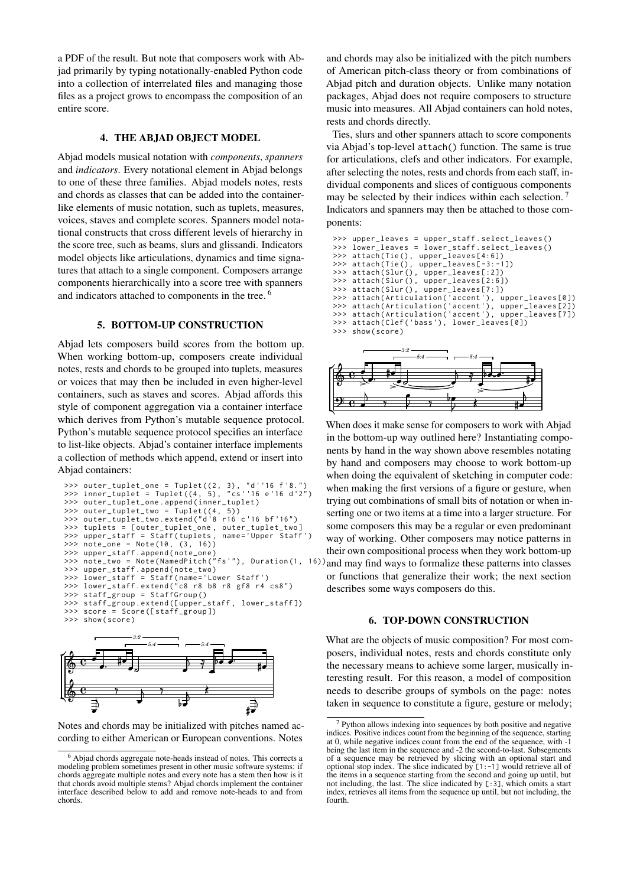a PDF of the result. But note that composers work with Abjad primarily by typing notationally-enabled Python code into a collection of interrelated files and managing those files as a project grows to encompass the composition of an entire score.

## 4. THE ABJAD OBJECT MODEL

Abjad models musical notation with *components*, *spanners* and *indicators*. Every notational element in Abjad belongs to one of these three families. Abjad models notes, rests and chords as classes that can be added into the container-like elements of music notation, such as tuplets, measures, voices, staves and complete scores. Spanners model notational constructs that cross different levels of hierarchy in the score tree, such as beams, slurs and glissandi. Indicators model objects like articulations, dynamics and time signatures that attach to a single component. Composers arrange components hierarchically into a score tree with spanners and indicators attached to components in the tree. [6]

## 5. BOTTOM-UP CONSTRUCTION

Abjad lets composers build scores from the bottom up. When working bottom-up, composers create individual notes, rests and chords to be grouped into tuplets, measures or voices that may then be included in even higher-level containers, such as staves and scores. Abjad affords this style of component aggregation via a container interface which derives from Python's mutable sequence protocol. Python's mutable sequence protocol specifies an interface to list-like objects. Abjad's container interface implements a collection of methods which append, extend or insert into Abjad containers:

```
>>> outer_tuplet_one = Tuplet((2, 3), "d''16 f'8.")
>>> inner_tuplet = Tuplet((4, 5), "cs''16 e'16 d'2")
>>> outer_tuplet_one.append(inner_tuplet)
>>> outer_tuplet_two = Tuplet((4, 5))
>>> outer_tuplet_two.extend("d'8 r16 c'16 bf'16")
>>> tuplets = [outer_tuplet_one, outer_tuplet_two]
>>> upper_staff = Staff(tuplets, name='Upper Staff')
>>> note_one = Note(10, (3, 16))
>>> upper_staff.append(note_one)
>>> note_two = Note(NamedPitch("fs'"), Duration(1, 16))
>>> upper_staff.append(note_two)
>>> lower_staff = Staff(name='Lower Staff')
>>> lower_staff.extend("c8 r8 b8 r8 gf8 r4 cs8")
>>> staff_group = StaffGroup()
>>> staff_group.extend([upper_staff, lower_staff])
>>> score = Score([staff_group])
>>> show(score)
```

Notes and chords may be initialized with pitches named according to either American or European conventions. Notes and chords may also be initialized with the pitch numbers of American pitch-class theory or from combinations of Abjad pitch and duration objects. Unlike many notation packages, Abjad does not require composers to structure music into measures. All Abjad containers can hold notes, rests and chords directly.

Ties, slurs and other spanners attach to score components via Abjad's top-level `attach()` function. The same is true for articulations, clefs and other indicators. For example, after selecting the notes, rests and chords from each staff, individual components and slices of contiguous components may be selected by their indices within each selection. [7] Indicators and spanners may then be attached to those components:

```
>>> upper_leaves = upper_staff.select_leaves()
>>> lower_leaves = lower_staff.select_leaves()
>>> attach(Tie(), upper_leaves[4:6])
>>> attach(Tie(), upper_leaves[-3:-1])
>>> attach(Slur(), upper_leaves[:2])
>>> attach(Slur(), upper_leaves[2:6])
>>> attach(Slur(), upper_leaves[7:])
>>> attach(Articulation('accent'), upper_leaves[0])
>>> attach(Articulation('accent'), upper_leaves[2])
>>> attach(Articulation('accent'), upper_leaves[7])
>>> attach(Clef('bass'), lower_leaves[0])
>>> show(score)
```

When does it make sense for composers to work with Abjad in the bottom-up way outlined here? Instantiating components by hand in the way shown above resembles notating by hand and composers may choose to work bottom-up when doing the equivalent of sketching in computer code: when making the first versions of a figure or gesture, when trying out combinations of small bits of notation or when inserting one or two items at a time into a larger structure. For some composers this may be a regular or even predominant way of working. Other composers may notice patterns in their own compositional process when they work bottom-up and may find ways to formalize these patterns into classes or functions that generalize their work; the next section describes some ways composers do this.

## 6. TOP-DOWN CONSTRUCTION

What are the objects of music composition? For most composers, individual notes, rests and chords constitute only the necessary means to achieve some larger, musically interesting result. For this reason, a model of composition needs to describe groups of symbols on the page: notes taken in sequence to constitute a figure, gesture or melody;

---

[6] Abjad chords aggregate note-heads instead of notes. This corrects a modeling problem sometimes present in other music software systems: if chords aggregate multiple notes and every note has a stem then how is it that chords avoid multiple stems? Abjad chords implement the container interface described below to add and remove note-heads to and from chords.

[7] Python allows indexing into sequences by both positive and negative indices. Positive indices count from the beginning of the sequence, starting at 0, while negative indices count from the end of the sequence, with -1 being the last item in the sequence and -2 the second-to-last. Subsegments of a sequence may be retrieved by slicing with an optional start and optional stop index. The slice indicated by `[1:-1]` would retrieve all of the items in a sequence starting from the second and going up until, but not including, the last. The slice indicated by `[:3]`, which omits a start index, retrieves all items from the sequence up until, but not including, the fourth.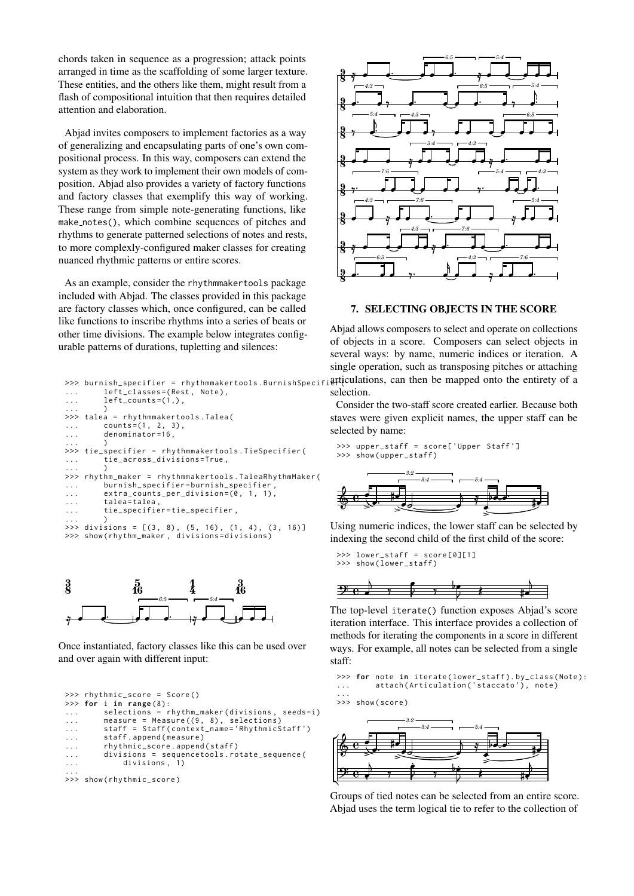chords taken in sequence as a progression; attack points arranged in time as the scaffolding of some larger texture. These entities, and the others like them, might result from a flash of compositional intuition that then requires detailed attention and elaboration.

Abjad invites composers to implement factories as a way of generalizing and encapsulating parts of one's own compositional process. In this way, composers can extend the system as they work to implement their own models of composition. Abjad also provides a variety of factory functions and factory classes that exemplify this way of working. These range from simple note-generating functions, like make_notes(), which combine sequences of pitches and rhythms to generate patterned selections of notes and rests, to more complexly-configured maker classes for creating nuanced rhythmic patterns or entire scores.

As an example, consider the rhythmmakertools package included with Abjad. The classes provided in this package are factory classes which, once configured, can be called like functions to inscribe rhythms into a series of beats or other time divisions. The example below integrates configurable patterns of durations, tupletting and silences:

```
>>> burnish_specifier = rhythmmakertools.BurnishSpecifier(
...     left_classes=(Rest, Note),
...     left_counts=(1,),
...     )
>>> talea = rhythmmakertools.Talea(
...     counts=(1, 2, 3),
...     denominator=16,
...     )
>>> tie_specifier = rhythmmakertools.TieSpecifier(
...     tie_across_divisions=True,
...     )
>>> rhythm_maker = rhythmmakertools.TaleaRhythmMaker(
...     burnish_specifier=burnish_specifier,
...     extra_counts_per_division=(0, 1, 1),
...     talea=talea,
...     tie_specifier=tie_specifier,
...     )
>>> divisions = [(3, 8), (5, 16), (1, 4), (3, 16)]
>>> show(rhythm_maker, divisions=divisions)
```

Once instantiated, factory classes like this can be used over and over again with different input:

```
>>> rhythmic_score = Score()
>>> for i in range(8):
...     selections = rhythm_maker(divisions, seeds=i)
...     measure = Measure((9, 8), selections)
...     staff = Staff(context_name='RhythmicStaff')
...     staff.append(measure)
...     rhythmic_score.append(staff)
...     divisions = sequencetools.rotate_sequence(
...         divisions, 1)
...
>>> show(rhythmic_score)
```

## 7. SELECTING OBJECTS IN THE SCORE

Abjad allows composers to select and operate on collections of objects in a score. Composers can select objects in several ways: by name, numeric indices or iteration. A single operation, such as transposing pitches or attaching articulations, can then be mapped onto the entirety of a selection.

Consider the two-staff score created earlier. Because both staves were given explicit names, the upper staff can be selected by name:

```
>>> upper_staff = score['Upper Staff']
>>> show(upper_staff)
```

Using numeric indices, the lower staff can be selected by indexing the second child of the first child of the score:

```
>>> lower_staff = score[0][1]
>>> show(lower_staff)
```

The top-level iterate() function exposes Abjad's score iteration interface. This interface provides a collection of methods for iterating the components in a score in different ways. For example, all notes can be selected from a single staff:

```
>>> for note in iterate(lower_staff).by_class(Note):
...     attach(Articulation('staccato'), note)
...
>>> show(score)
```

Groups of tied notes can be selected from an entire score. Abjad uses the term logical tie to refer to the collection of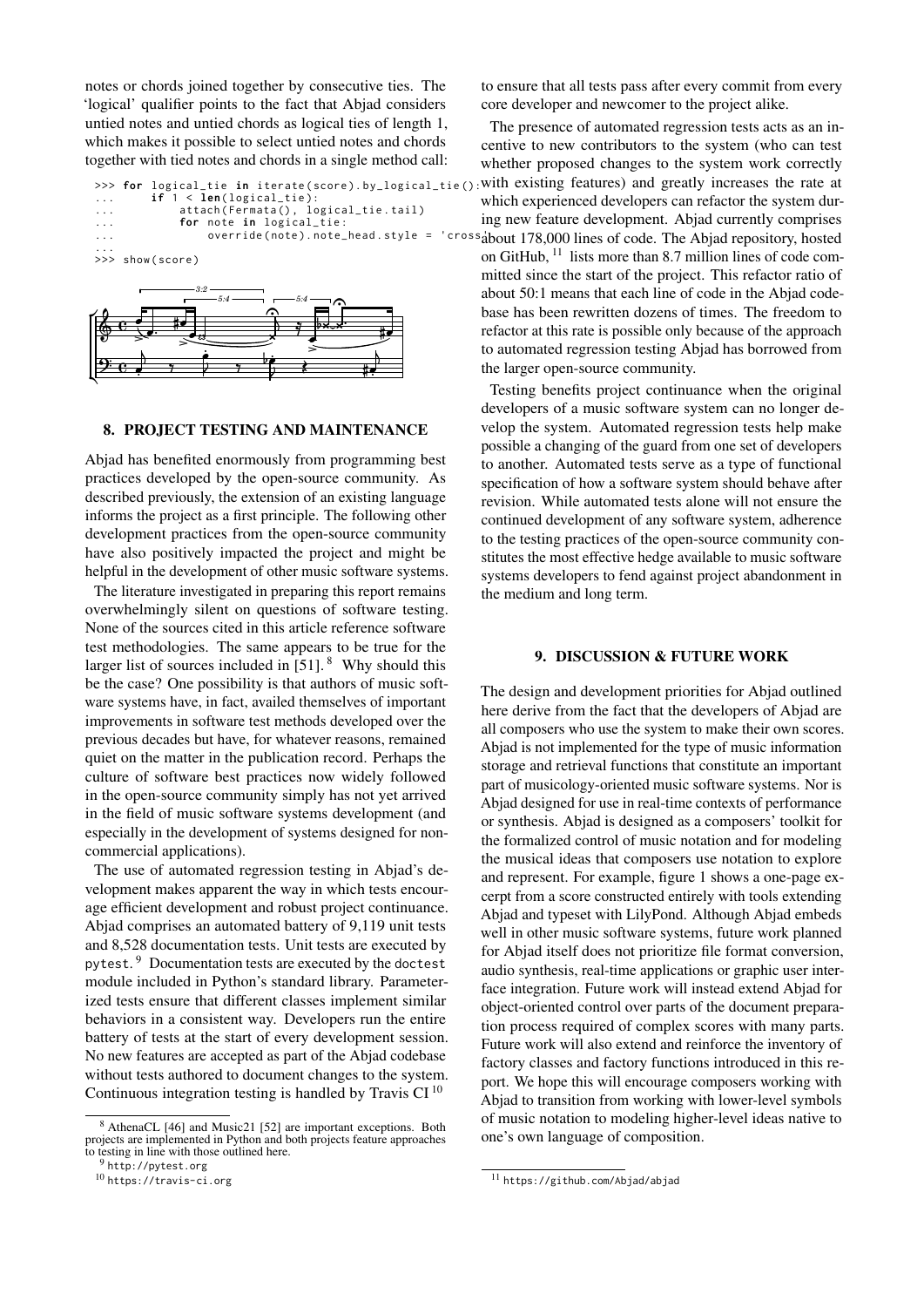notes or chords joined together by consecutive ties. The 'logical' qualifier points to the fact that Abjad considers untied notes and untied chords as logical ties of length 1, which makes it possible to select untied notes and chords together with tied notes and chords in a single method call:

```
>>> for logical_tie in iterate(score).by_logical_tie():
...     if 1 < len(logical_tie):
...         attach(Fermata(), logical_tie.tail)
...         for note in logical_tie:
...             override(note).note_head.style = 'cross'
...
>>> show(score)
```

## 8. PROJECT TESTING AND MAINTENANCE

Abjad has benefited enormously from programming best practices developed by the open-source community. As described previously, the extension of an existing language informs the project as a first principle. The following other development practices from the open-source community have also positively impacted the project and might be helpful in the development of other music software systems.

The literature investigated in preparing this report remains overwhelmingly silent on questions of software testing. None of the sources cited in this article reference software test methodologies. The same appears to be true for the larger list of sources included in [51]. [8] Why should this be the case? One possibility is that authors of music software systems have, in fact, availed themselves of important improvements in software test methods developed over the previous decades but have, for whatever reasons, remained quiet on the matter in the publication record. Perhaps the culture of software best practices now widely followed in the open-source community simply has not yet arrived in the field of music software systems development (and especially in the development of systems designed for non-commercial applications).

The use of automated regression testing in Abjad's development makes apparent the way in which tests encourage efficient development and robust project continuance. Abjad comprises an automated battery of 9,119 unit tests and 8,528 documentation tests. Unit tests are executed by `pytest`. [9] Documentation tests are executed by the `doctest` module included in Python's standard library. Parameterized tests ensure that different classes implement similar behaviors in a consistent way. Developers run the entire battery of tests at the start of every development session. No new features are accepted as part of the Abjad codebase without tests authored to document changes to the system. Continuous integration testing is handled by Travis CI [10] to ensure that all tests pass after every commit from every core developer and newcomer to the project alike.

The presence of automated regression tests acts as an incentive to new contributors to the system (who can test whether proposed changes to the system work correctly with existing features) and greatly increases the rate at which experienced developers can refactor the system during new feature development. Abjad currently comprises about 178,000 lines of code. The Abjad repository, hosted on GitHub, [11] lists more than 8.7 million lines of code committed since the start of the project. This refactor ratio of about 50:1 means that each line of code in the Abjad codebase has been rewritten dozens of times. The freedom to refactor at this rate is possible only because of the approach to automated regression testing Abjad has borrowed from the larger open-source community.

Testing benefits project continuance when the original developers of a music software system can no longer develop the system. Automated regression tests help make possible a changing of the guard from one set of developers to another. Automated tests serve as a type of functional specification of how a software system should behave after revision. While automated tests alone will not ensure the continued development of any software system, adherence to the testing practices of the open-source community constitutes the most effective hedge available to music software systems developers to fend against project abandonment in the medium and long term.

## 9. DISCUSSION & FUTURE WORK

The design and development priorities for Abjad outlined here derive from the fact that the developers of Abjad are all composers who use the system to make their own scores. Abjad is not implemented for the type of music information storage and retrieval functions that constitute an important part of musicology-oriented music software systems. Nor is Abjad designed for use in real-time contexts of performance or synthesis. Abjad is designed as a composers' toolkit for the formalized control of music notation and for modeling the musical ideas that composers use notation to explore and represent. For example, figure 1 shows a one-page excerpt from a score constructed entirely with tools extending Abjad and typeset with LilyPond. Although Abjad embeds well in other music software systems, future work planned for Abjad itself does not prioritize file format conversion, audio synthesis, real-time applications or graphic user interface integration. Future work will instead extend Abjad for object-oriented control over parts of the document preparation process required of complex scores with many parts. Future work will also extend and reinforce the inventory of factory classes and factory functions introduced in this report. We hope this will encourage composers working with Abjad to transition from working with lower-level symbols of music notation to modeling higher-level ideas native to one's own language of composition.

---

[8] AthenaCL [46] and Music21 [52] are important exceptions. Both projects are implemented in Python and both projects feature approaches to testing in line with those outlined here.

[9] `http://pytest.org`

[10] `https://travis-ci.org`

[11] `https://github.com/Abjad/abjad`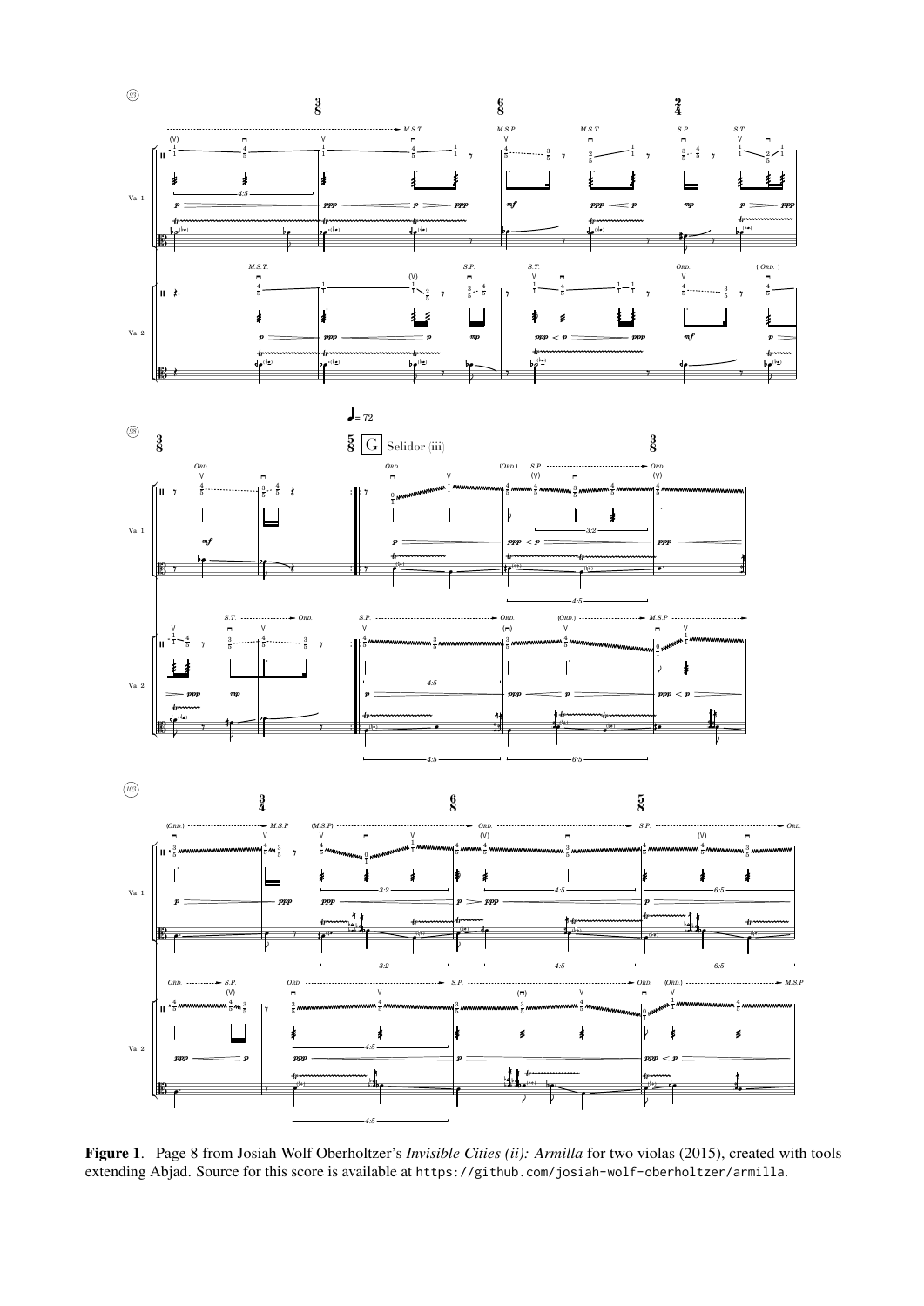**Figure 1**. Page 8 from Josiah Wolf Oberholtzer's *Invisible Cities (ii): Armilla* for two violas (2015), created with tools extending Abjad. Source for this score is available at https://github.com/josiah-wolf-oberholtzer/armilla.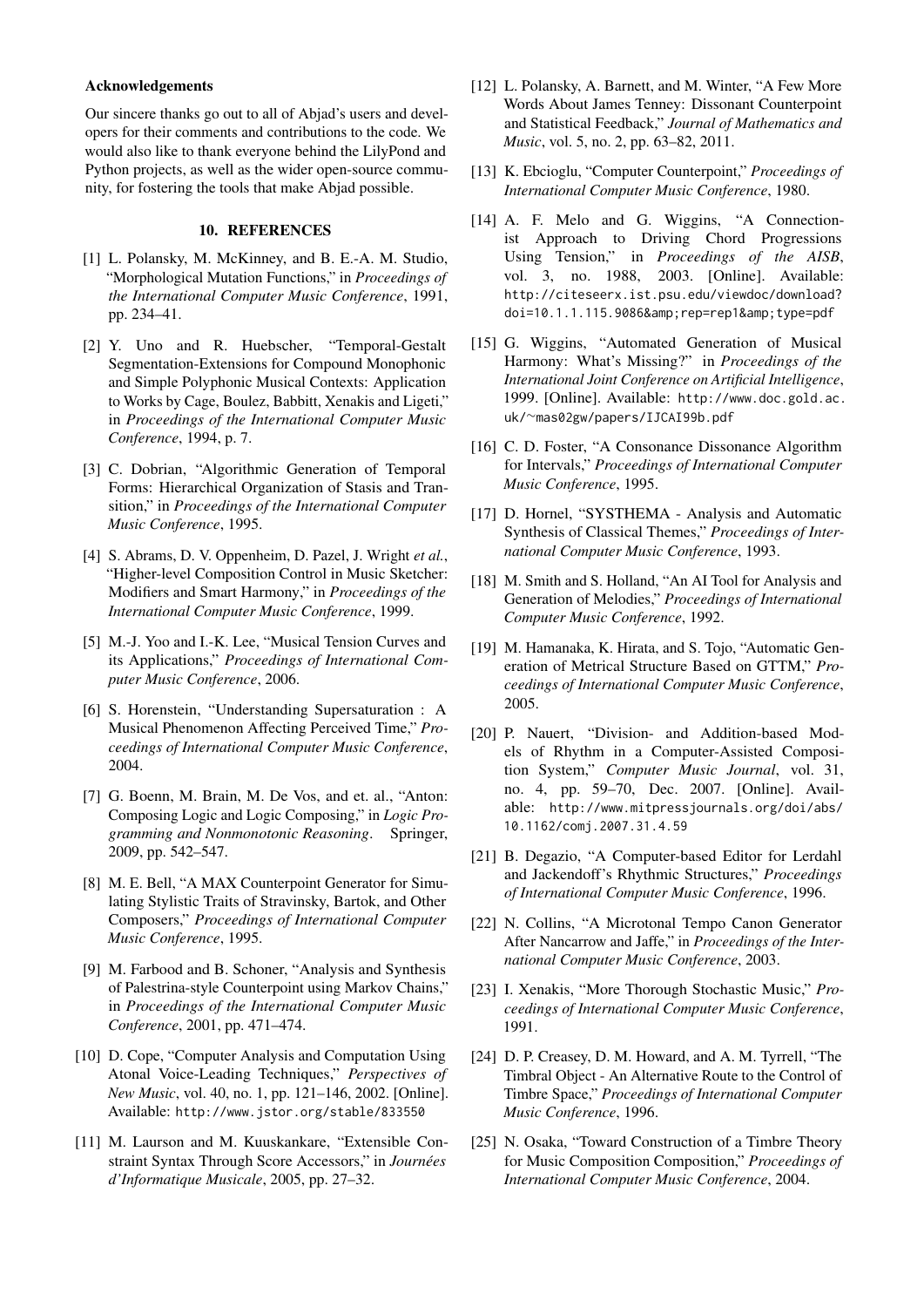**Acknowledgements**

Our sincere thanks go out to all of Abjad's users and developers for their comments and contributions to the code. We would also like to thank everyone behind the LilyPond and Python projects, as well as the wider open-source community, for fostering the tools that make Abjad possible.

## 10. REFERENCES

[1] L. Polansky, M. McKinney, and B. E.-A. M. Studio, "Morphological Mutation Functions," in *Proceedings of the International Computer Music Conference*, 1991, pp. 234–41.

[2] Y. Uno and R. Huebscher, "Temporal-Gestalt Segmentation-Extensions for Compound Monophonic and Simple Polyphonic Musical Contexts: Application to Works by Cage, Boulez, Babbitt, Xenakis and Ligeti," in *Proceedings of the International Computer Music Conference*, 1994, p. 7.

[3] C. Dobrian, "Algorithmic Generation of Temporal Forms: Hierarchical Organization of Stasis and Transition," in *Proceedings of the International Computer Music Conference*, 1995.

[4] S. Abrams, D. V. Oppenheim, D. Pazel, J. Wright *et al.*, "Higher-level Composition Control in Music Sketcher: Modifiers and Smart Harmony," in *Proceedings of the International Computer Music Conference*, 1999.

[5] M.-J. Yoo and I.-K. Lee, "Musical Tension Curves and its Applications," *Proceedings of International Computer Music Conference*, 2006.

[6] S. Horenstein, "Understanding Supersaturation : A Musical Phenomenon Affecting Perceived Time," *Proceedings of International Computer Music Conference*, 2004.

[7] G. Boenn, M. Brain, M. De Vos, and et. al., "Anton: Composing Logic and Logic Composing," in *Logic Programming and Nonmonotonic Reasoning*. Springer, 2009, pp. 542–547.

[8] M. E. Bell, "A MAX Counterpoint Generator for Simulating Stylistic Traits of Stravinsky, Bartok, and Other Composers," *Proceedings of International Computer Music Conference*, 1995.

[9] M. Farbood and B. Schoner, "Analysis and Synthesis of Palestrina-style Counterpoint using Markov Chains," in *Proceedings of the International Computer Music Conference*, 2001, pp. 471–474.

[10] D. Cope, "Computer Analysis and Computation Using Atonal Voice-Leading Techniques," *Perspectives of New Music*, vol. 40, no. 1, pp. 121–146, 2002. [Online]. Available: http://www.jstor.org/stable/833550

[11] M. Laurson and M. Kuuskankare, "Extensible Constraint Syntax Through Score Accessors," in *Journées d'Informatique Musicale*, 2005, pp. 27–32.

[12] L. Polansky, A. Barnett, and M. Winter, "A Few More Words About James Tenney: Dissonant Counterpoint and Statistical Feedback," *Journal of Mathematics and Music*, vol. 5, no. 2, pp. 63–82, 2011.

[13] K. Ebcioglu, "Computer Counterpoint," *Proceedings of International Computer Music Conference*, 1980.

[14] A. F. Melo and G. Wiggins, "A Connectionist Approach to Driving Chord Progressions Using Tension," in *Proceedings of the AISB*, vol. 3, no. 1988, 2003. [Online]. Available: http://citeseerx.ist.psu.edu/viewdoc/download?doi=10.1.1.115.9086&amp;rep=rep1&amp;type=pdf

[15] G. Wiggins, "Automated Generation of Musical Harmony: What's Missing?" in *Proceedings of the International Joint Conference on Artificial Intelligence*, 1999. [Online]. Available: http://www.doc.gold.ac.uk/~mas02gw/papers/IJCAI99b.pdf

[16] C. D. Foster, "A Consonance Dissonance Algorithm for Intervals," *Proceedings of International Computer Music Conference*, 1995.

[17] D. Hornel, "SYSTHEMA - Analysis and Automatic Synthesis of Classical Themes," *Proceedings of International Computer Music Conference*, 1993.

[18] M. Smith and S. Holland, "An AI Tool for Analysis and Generation of Melodies," *Proceedings of International Computer Music Conference*, 1992.

[19] M. Hamanaka, K. Hirata, and S. Tojo, "Automatic Generation of Metrical Structure Based on GTTM," *Proceedings of International Computer Music Conference*, 2005.

[20] P. Nauert, "Division- and Addition-based Models of Rhythm in a Computer-Assisted Composition System," *Computer Music Journal*, vol. 31, no. 4, pp. 59–70, Dec. 2007. [Online]. Available: http://www.mitpressjournals.org/doi/abs/10.1162/comj.2007.31.4.59

[21] B. Degazio, "A Computer-based Editor for Lerdahl and Jackendoff's Rhythmic Structures," *Proceedings of International Computer Music Conference*, 1996.

[22] N. Collins, "A Microtonal Tempo Canon Generator After Nancarrow and Jaffe," in *Proceedings of the International Computer Music Conference*, 2003.

[23] I. Xenakis, "More Thorough Stochastic Music," *Proceedings of International Computer Music Conference*, 1991.

[24] D. P. Creasey, D. M. Howard, and A. M. Tyrrell, "The Timbral Object - An Alternative Route to the Control of Timbre Space," *Proceedings of International Computer Music Conference*, 1996.

[25] N. Osaka, "Toward Construction of a Timbre Theory for Music Composition Composition," *Proceedings of International Computer Music Conference*, 2004.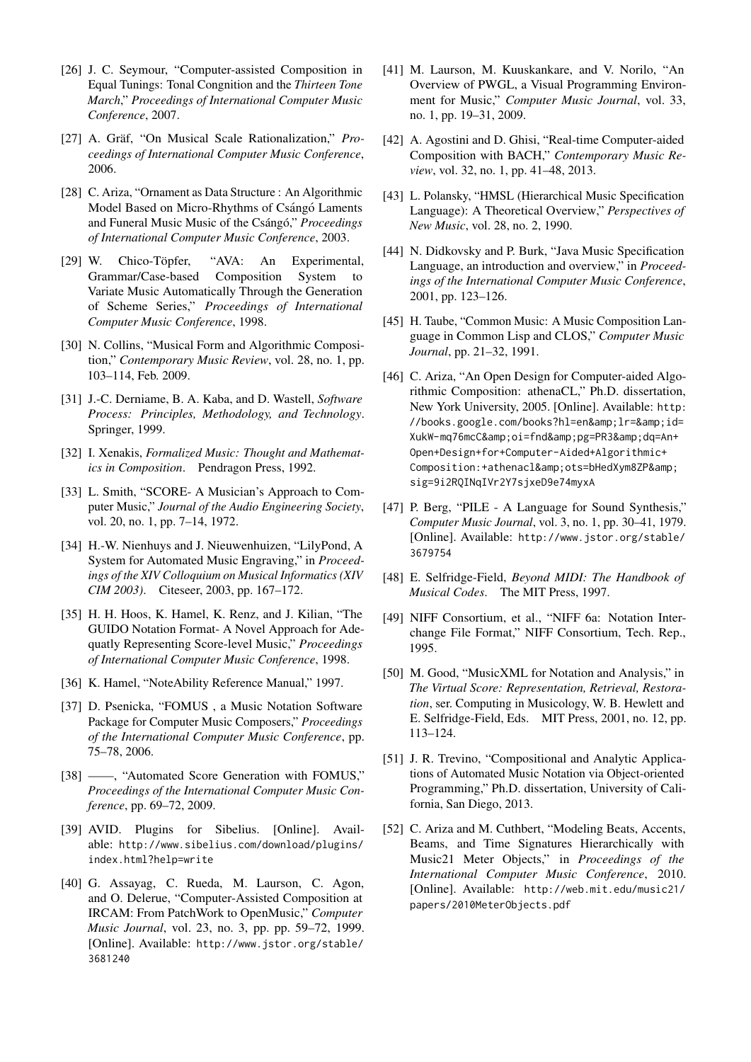[26] J. C. Seymour, "Computer-assisted Composition in Equal Tunings: Tonal Congnition and the *Thirteen Tone March*," *Proceedings of International Computer Music Conference*, 2007.

[27] A. Gräf, "On Musical Scale Rationalization," *Proceedings of International Computer Music Conference*, 2006.

[28] C. Ariza, "Ornament as Data Structure : An Algorithmic Model Based on Micro-Rhythms of Csángó Laments and Funeral Music Music of the Csángó," *Proceedings of International Computer Music Conference*, 2003.

[29] W. Chico-Töpfer, "AVA: An Experimental, Grammar/Case-based Composition System to Variate Music Automatically Through the Generation of Scheme Series," *Proceedings of International Computer Music Conference*, 1998.

[30] N. Collins, "Musical Form and Algorithmic Composition," *Contemporary Music Review*, vol. 28, no. 1, pp. 103–114, Feb. 2009.

[31] J.-C. Derniame, B. A. Kaba, and D. Wastell, *Software Process: Principles, Methodology, and Technology*. Springer, 1999.

[32] I. Xenakis, *Formalized Music: Thought and Mathematics in Composition*. Pendragon Press, 1992.

[33] L. Smith, "SCORE- A Musician's Approach to Computer Music," *Journal of the Audio Engineering Society*, vol. 20, no. 1, pp. 7–14, 1972.

[34] H.-W. Nienhuys and J. Nieuwenhuizen, "LilyPond, A System for Automated Music Engraving," in *Proceedings of the XIV Colloquium on Musical Informatics (XIV CIM 2003)*. Citeseer, 2003, pp. 167–172.

[35] H. H. Hoos, K. Hamel, K. Renz, and J. Kilian, "The GUIDO Notation Format- A Novel Approach for Adequatly Representing Score-level Music," *Proceedings of International Computer Music Conference*, 1998.

[36] K. Hamel, "NoteAbility Reference Manual," 1997.

[37] D. Psenicka, "FOMUS , a Music Notation Software Package for Computer Music Composers," *Proceedings of the International Computer Music Conference*, pp. 75–78, 2006.

[38] ——, "Automated Score Generation with FOMUS," *Proceedings of the International Computer Music Conference*, pp. 69–72, 2009.

[39] AVID. Plugins for Sibelius. [Online]. Available: http://www.sibelius.com/download/plugins/index.html?help=write

[40] G. Assayag, C. Rueda, M. Laurson, C. Agon, and O. Delerue, "Computer-Assisted Composition at IRCAM: From PatchWork to OpenMusic," *Computer Music Journal*, vol. 23, no. 3, pp. pp. 59–72, 1999. [Online]. Available: http://www.jstor.org/stable/3681240

[41] M. Laurson, M. Kuuskankare, and V. Norilo, "An Overview of PWGL, a Visual Programming Environment for Music," *Computer Music Journal*, vol. 33, no. 1, pp. 19–31, 2009.

[42] A. Agostini and D. Ghisi, "Real-time Computer-aided Composition with BACH," *Contemporary Music Review*, vol. 32, no. 1, pp. 41–48, 2013.

[43] L. Polansky, "HMSL (Hierarchical Music Specification Language): A Theoretical Overview," *Perspectives of New Music*, vol. 28, no. 2, 1990.

[44] N. Didkovsky and P. Burk, "Java Music Specification Language, an introduction and overview," in *Proceedings of the International Computer Music Conference*, 2001, pp. 123–126.

[45] H. Taube, "Common Music: A Music Composition Language in Common Lisp and CLOS," *Computer Music Journal*, pp. 21–32, 1991.

[46] C. Ariza, "An Open Design for Computer-aided Algorithmic Composition: athenaCL," Ph.D. dissertation, New York University, 2005. [Online]. Available: http://books.google.com/books?hl=en&amp;lr=&amp;id=XukW-mq76mcC&amp;oi=fnd&amp;pg=PR3&amp;dq=An+Open+Design+for+Computer-Aided+Algorithmic+Composition:+athenacl&amp;ots=bHedXym8ZP&amp;sig=9i2RQINqIVr2Y7sjxeD9e74myxA

[47] P. Berg, "PILE - A Language for Sound Synthesis," *Computer Music Journal*, vol. 3, no. 1, pp. 30–41, 1979. [Online]. Available: http://www.jstor.org/stable/3679754

[48] E. Selfridge-Field, *Beyond MIDI: The Handbook of Musical Codes*. The MIT Press, 1997.

[49] NIFF Consortium, et al., "NIFF 6a: Notation Interchange File Format," NIFF Consortium, Tech. Rep., 1995.

[50] M. Good, "MusicXML for Notation and Analysis," in *The Virtual Score: Representation, Retrieval, Restoration*, ser. Computing in Musicology, W. B. Hewlett and E. Selfridge-Field, Eds. MIT Press, 2001, no. 12, pp. 113–124.

[51] J. R. Trevino, "Compositional and Analytic Applications of Automated Music Notation via Object-oriented Programming," Ph.D. dissertation, University of California, San Diego, 2013.

[52] C. Ariza and M. Cuthbert, "Modeling Beats, Accents, Beams, and Time Signatures Hierarchically with Music21 Meter Objects," in *Proceedings of the International Computer Music Conference*, 2010. [Online]. Available: http://web.mit.edu/music21/papers/2010MeterObjects.pdf